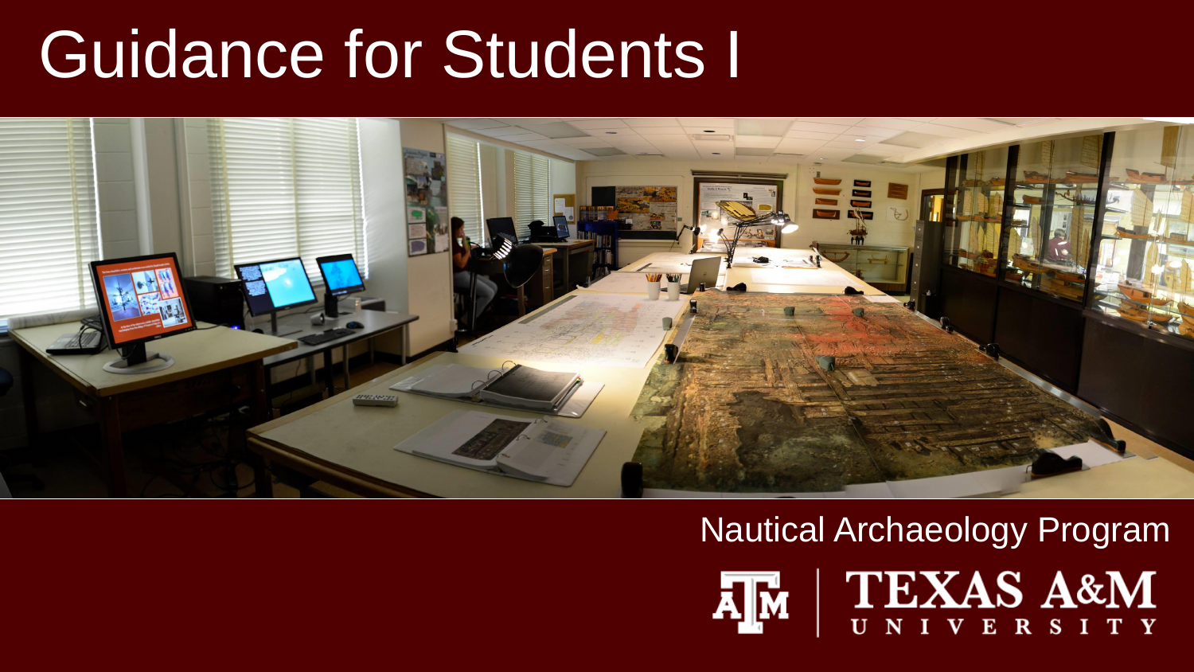# Guidance for Students I

Nautical Archaeology Program

TEXAS A&M UNIVERSITY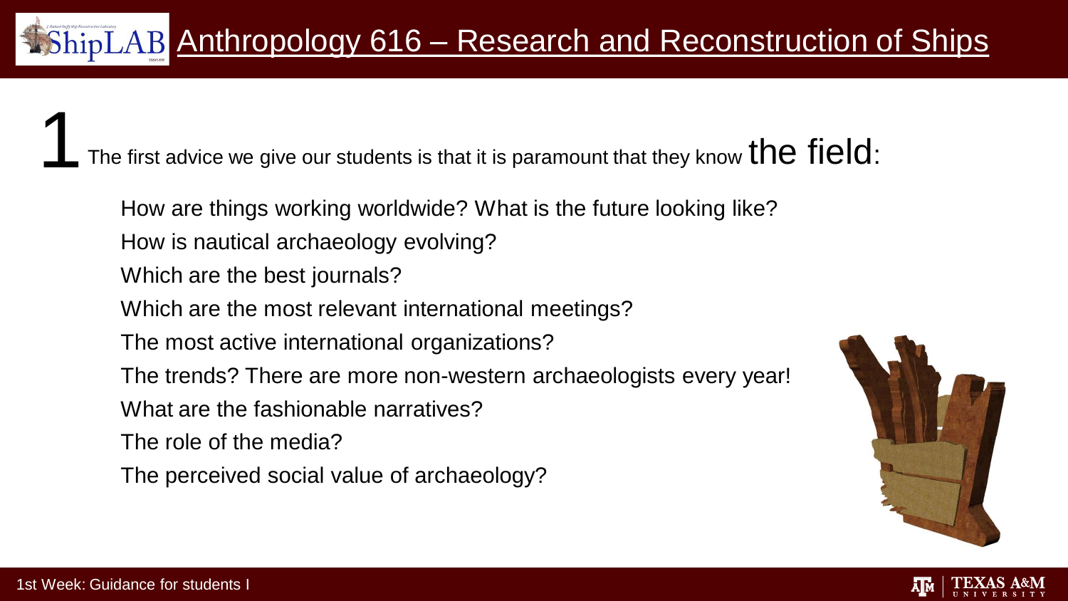# Anthropology 616 – Research and Reconstruction of Ships

**1** The first advice we give our students is that it is paramount that they know **the field**:

- How are things working worldwide? What is the future looking like?
- How is nautical archaeology evolving?
- Which are the best journals?
- Which are the most relevant international meetings?
- The most active international organizations?
- The trends? There are more non-western archaeologists every year!
- What are the fashionable narratives?
- The role of the media?
- The perceived social value of archaeology?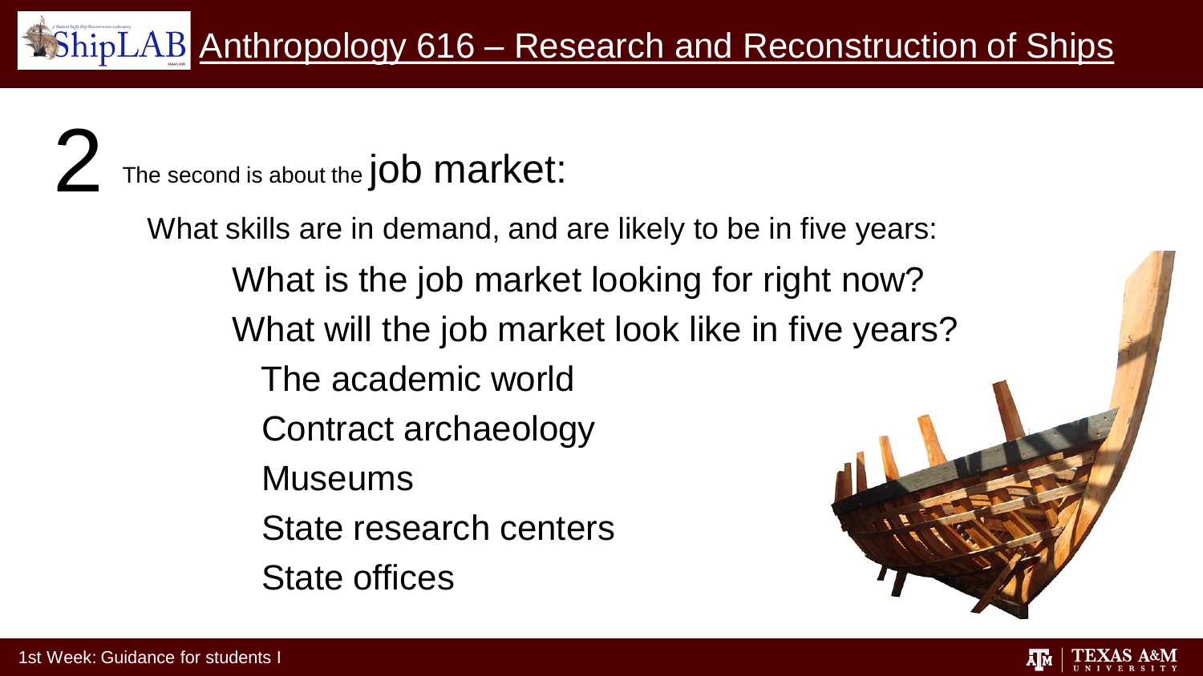# Anthropology 616 – Research and Reconstruction of Ships

## 2 The second is about the job market:

What skills are in demand, and are likely to be in five years:

- What is the job market looking for right now?
- What will the job market look like in five years?
  - The academic world
  - Contract archaeology
  - Museums
  - State research centers
  - State offices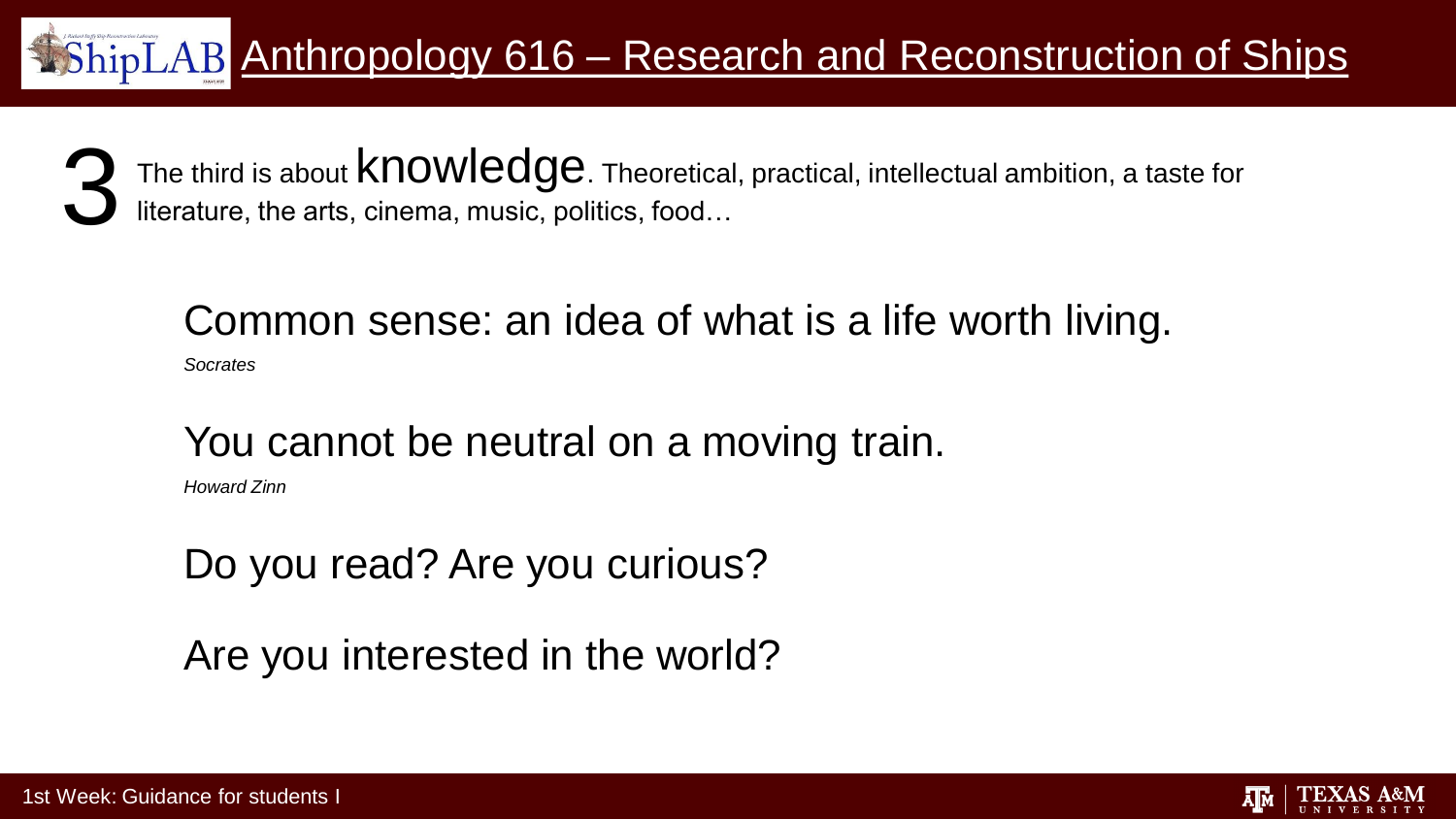**3** The third is about **knowledge**. Theoretical, practical, intellectual ambition, a taste for literature, the arts, cinema, music, politics, food…

Common sense: an idea of what is a life worth living.

*Socrates*

You cannot be neutral on a moving train.

*Howard Zinn*

Do you read? Are you curious?

Are you interested in the world?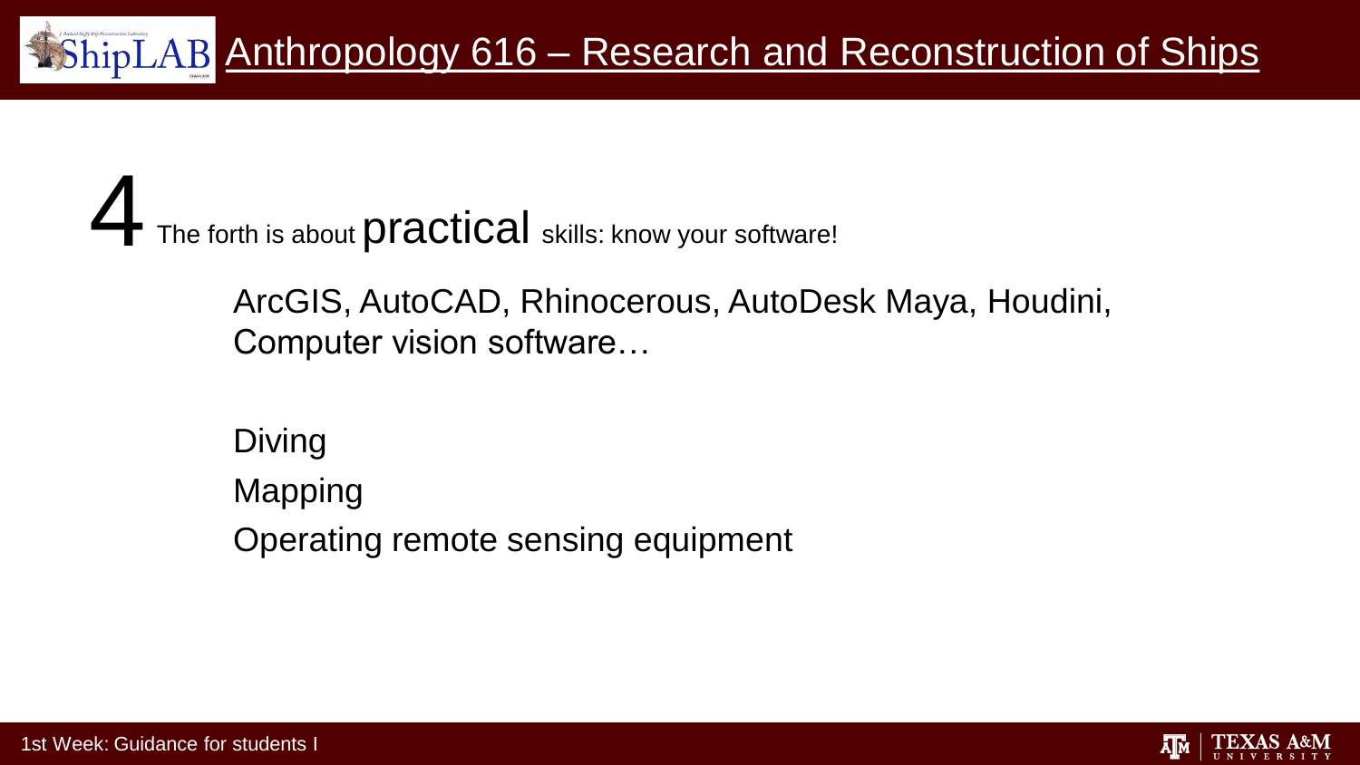**4** The forth is about **practical** skills: know your software!

ArcGIS, AutoCAD, Rhinocerous, AutoDesk Maya, Houdini, Computer vision software…

Diving

Mapping

Operating remote sensing equipment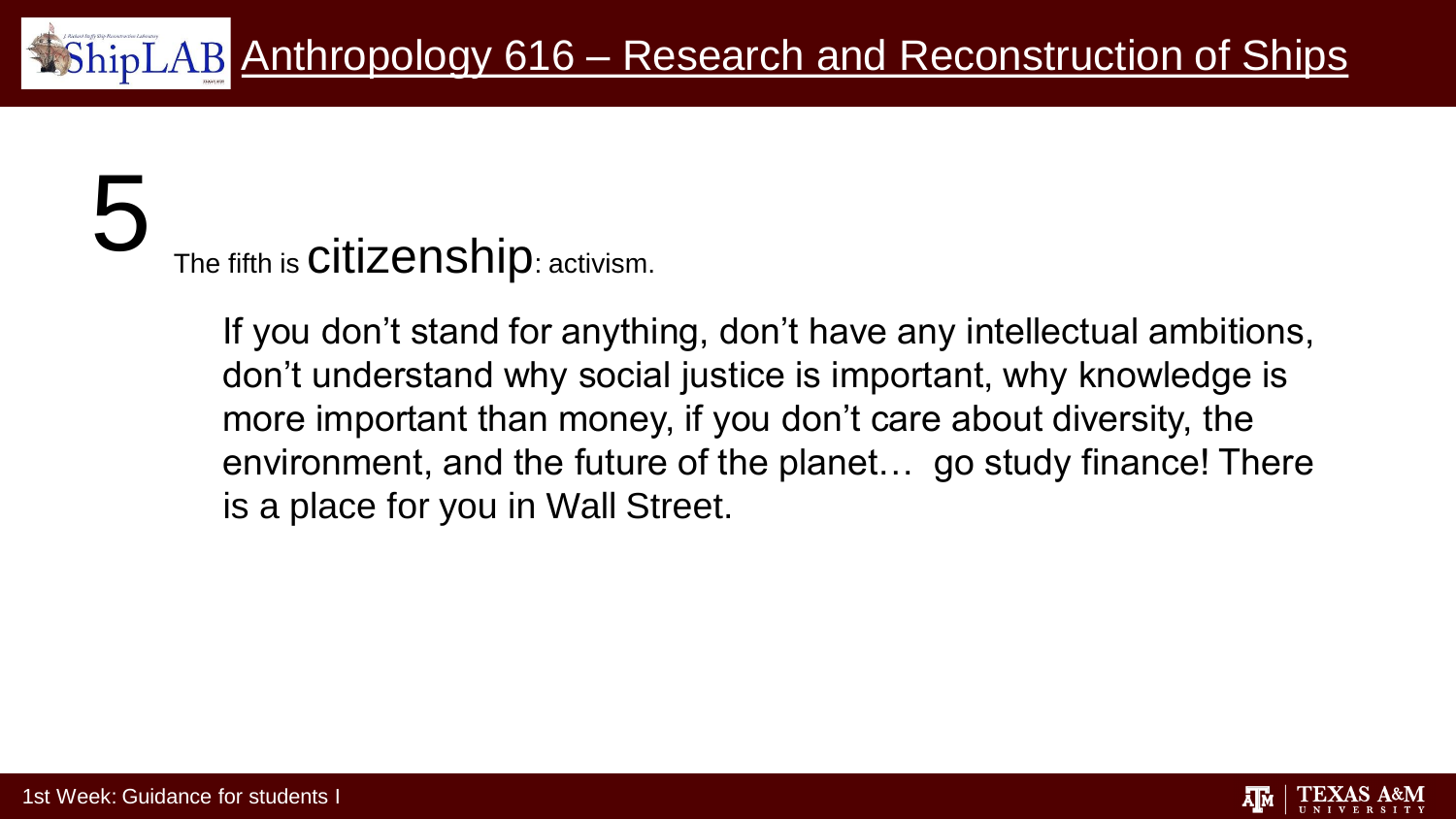# 5

The fifth is **citizenship**: activism.

If you don't stand for anything, don't have any intellectual ambitions, don't understand why social justice is important, why knowledge is more important than money, if you don't care about diversity, the environment, and the future of the planet… go study finance! There is a place for you in Wall Street.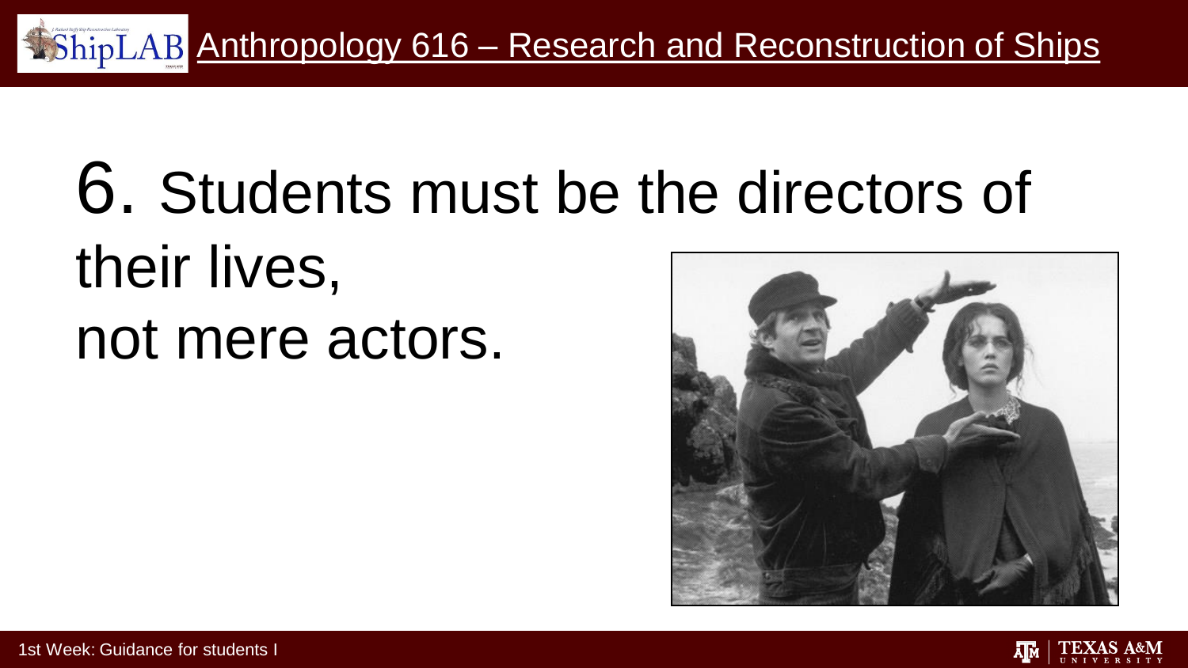6. Students must be the directors of their lives, not mere actors.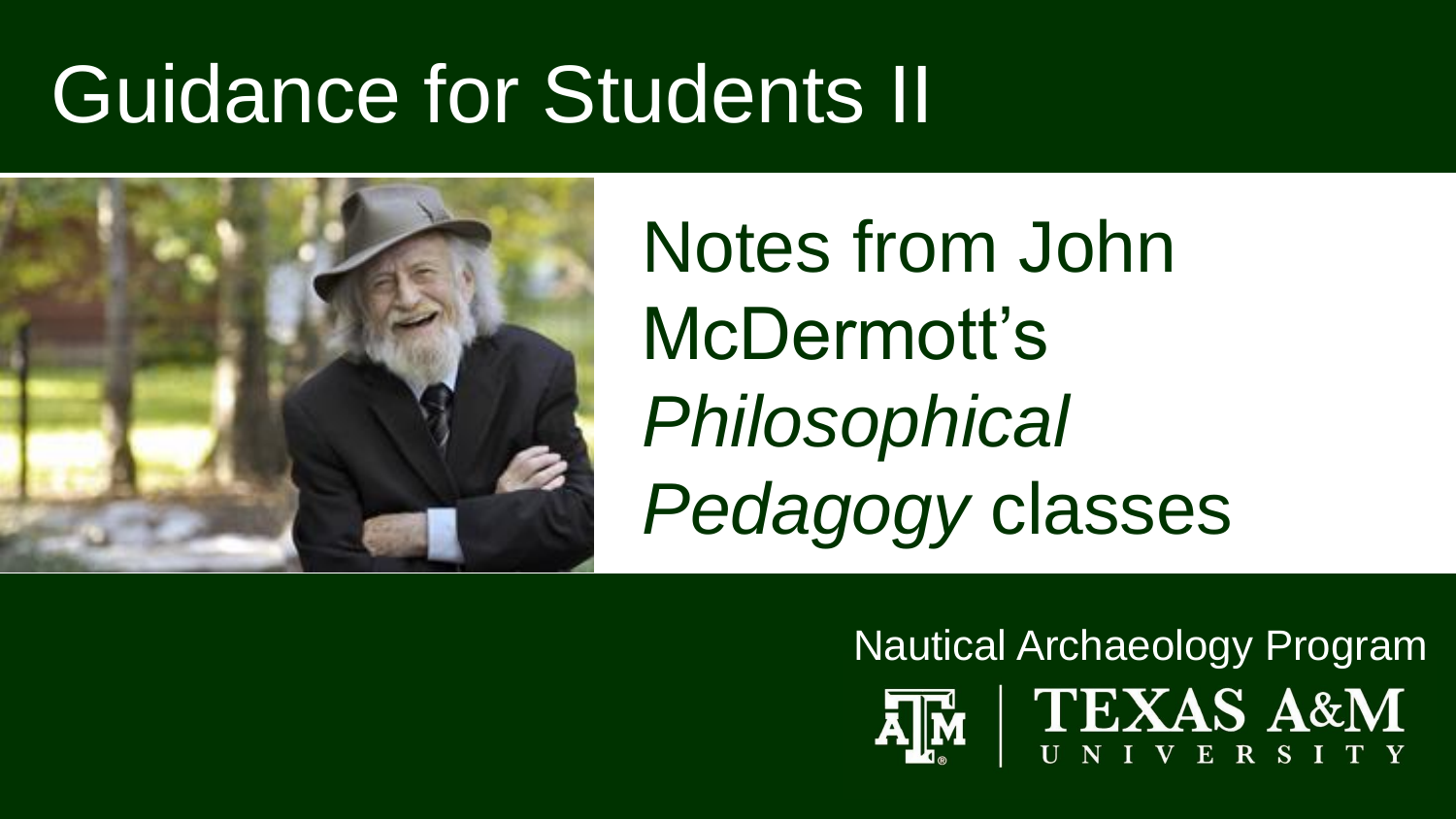# Guidance for Students II

Notes from John McDermott's *Philosophical Pedagogy* classes

Nautical Archaeology Program

TEXAS A&M UNIVERSITY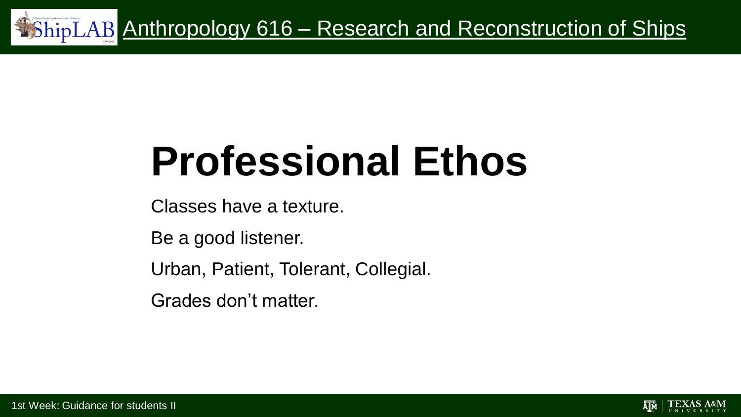# Professional Ethos

Classes have a texture.

Be a good listener.

Urban, Patient, Tolerant, Collegial.

Grades don't matter.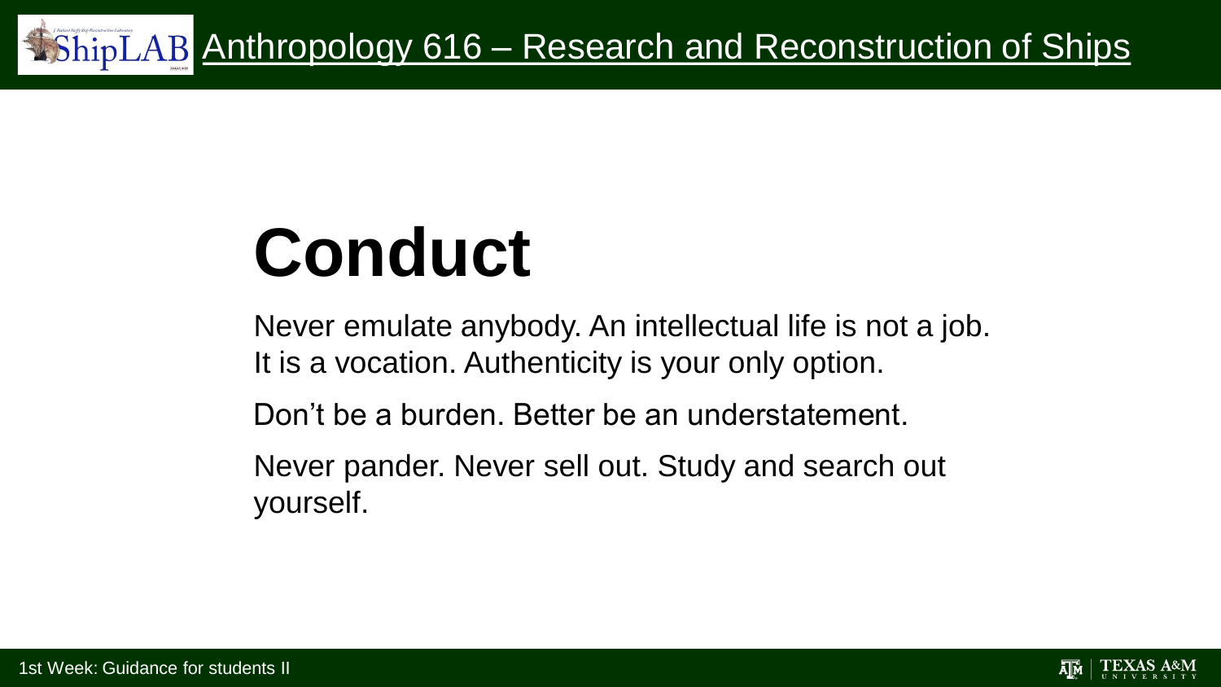# Conduct

Never emulate anybody. An intellectual life is not a job. It is a vocation. Authenticity is your only option.

Don't be a burden. Better be an understatement.

Never pander. Never sell out. Study and search out yourself.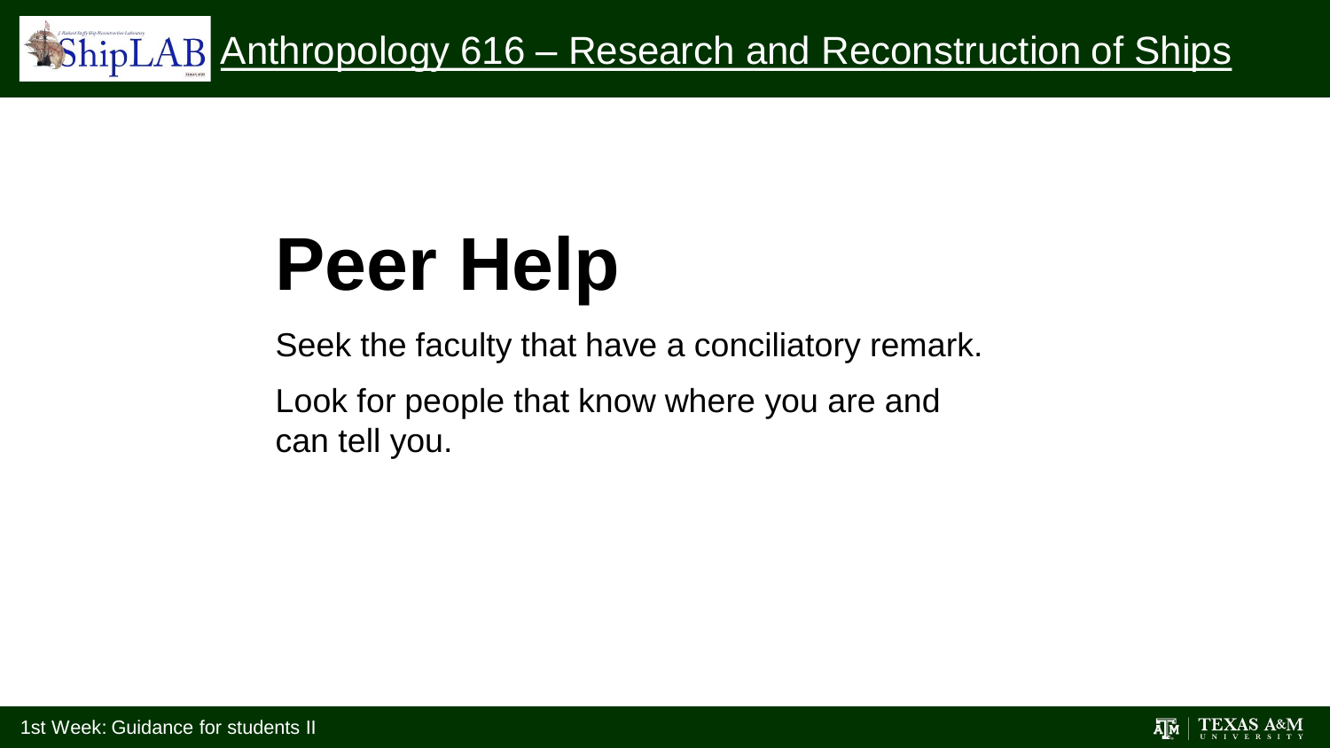# Peer Help

Seek the faculty that have a conciliatory remark.

Look for people that know where you are and can tell you.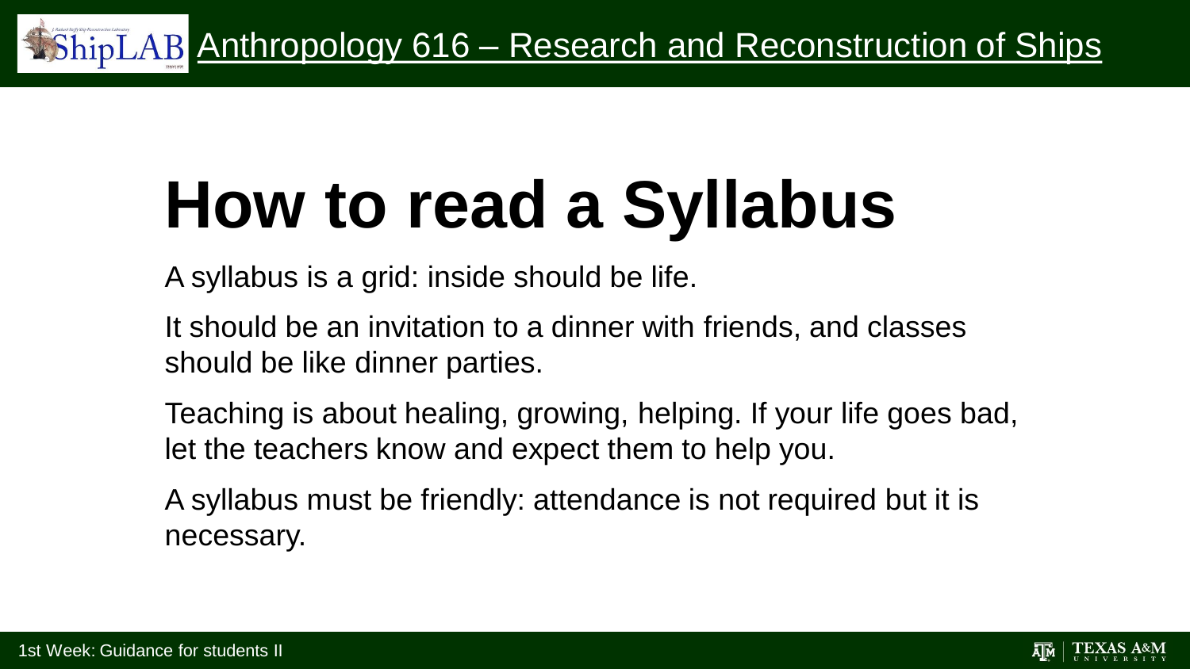# How to read a Syllabus

A syllabus is a grid: inside should be life.

It should be an invitation to a dinner with friends, and classes should be like dinner parties.

Teaching is about healing, growing, helping. If your life goes bad, let the teachers know and expect them to help you.

A syllabus must be friendly: attendance is not required but it is necessary.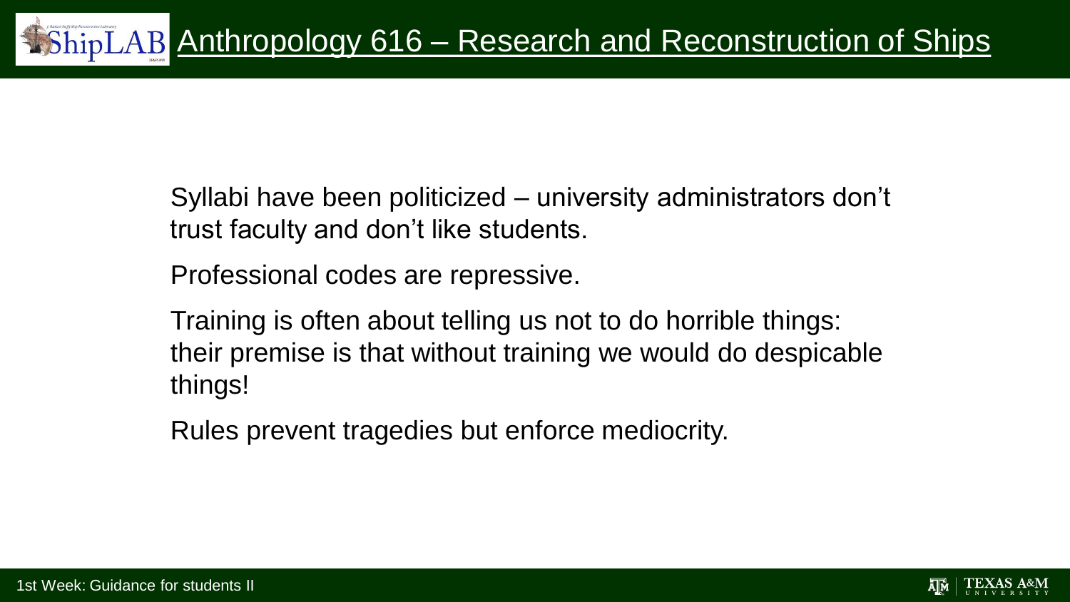# Anthropology 616 – Research and Reconstruction of Ships

Syllabi have been politicized – university administrators don't trust faculty and don't like students.

Professional codes are repressive.

Training is often about telling us not to do horrible things: their premise is that without training we would do despicable things!

Rules prevent tragedies but enforce mediocrity.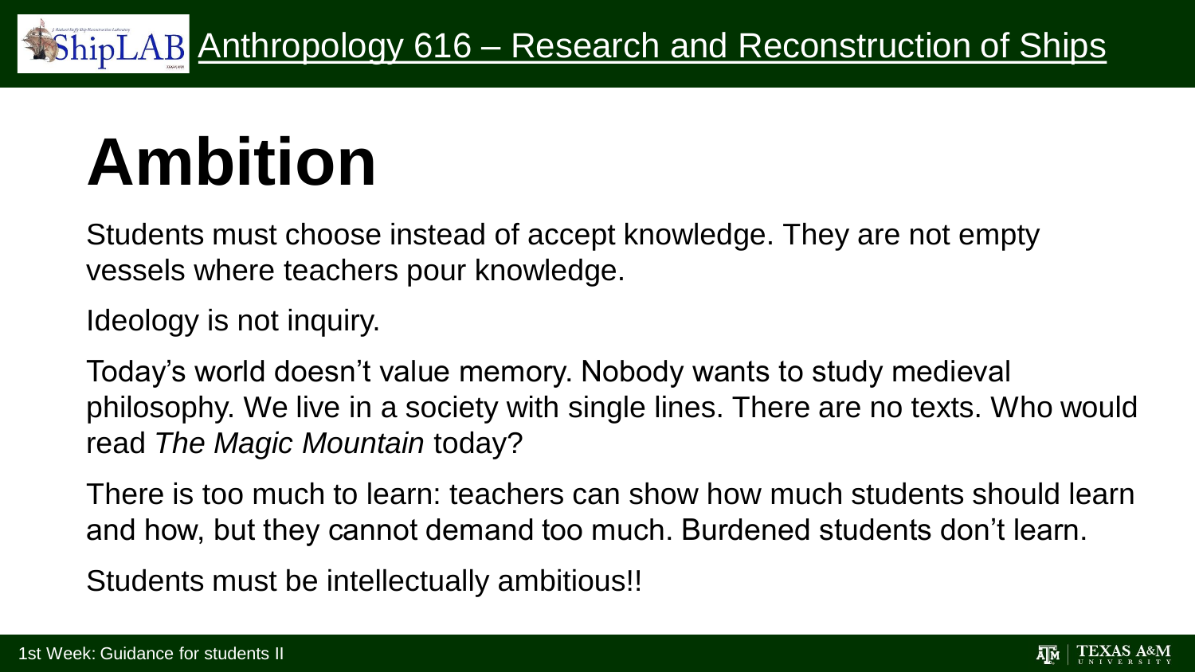# Ambition

Students must choose instead of accept knowledge. They are not empty vessels where teachers pour knowledge.

Ideology is not inquiry.

Today's world doesn't value memory. Nobody wants to study medieval philosophy. We live in a society with single lines. There are no texts. Who would read *The Magic Mountain* today?

There is too much to learn: teachers can show how much students should learn and how, but they cannot demand too much. Burdened students don't learn.

Students must be intellectually ambitious!!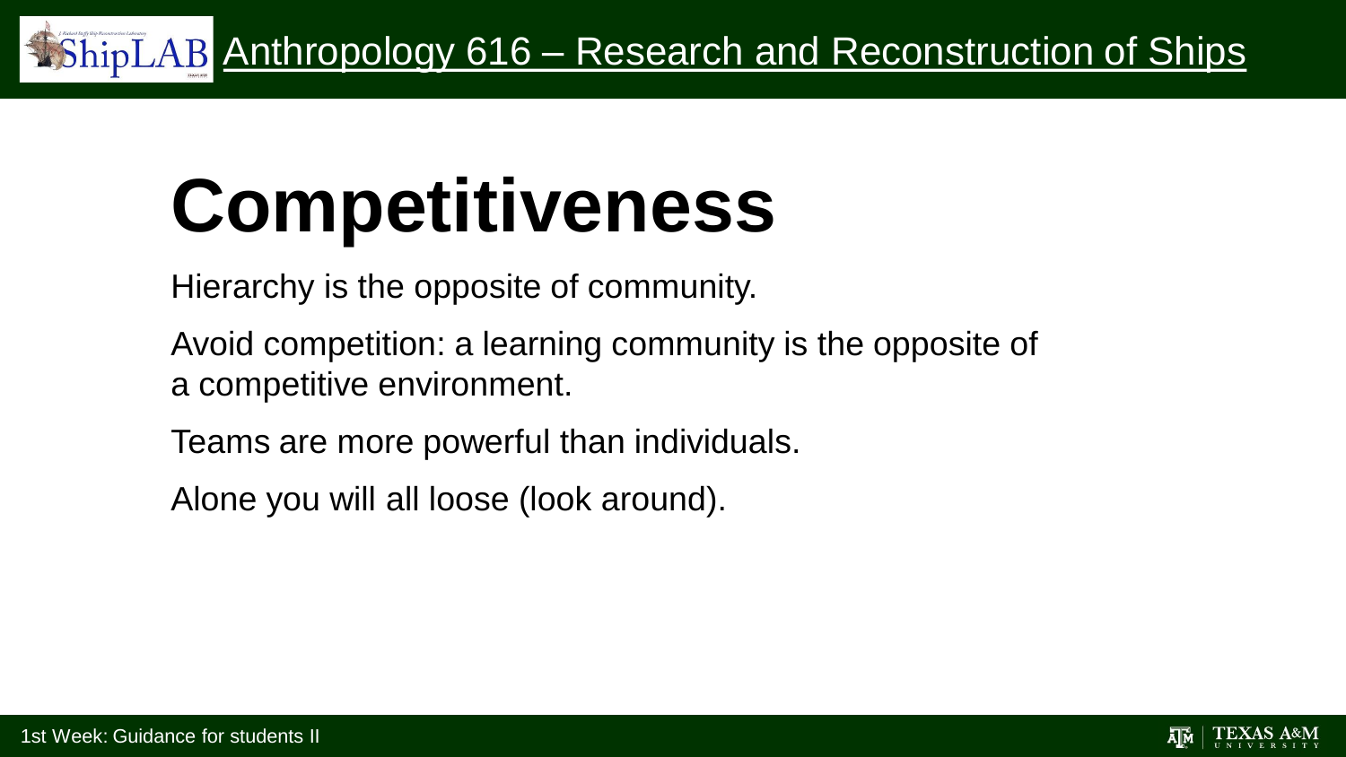# Competitiveness

Hierarchy is the opposite of community.

Avoid competition: a learning community is the opposite of a competitive environment.

Teams are more powerful than individuals.

Alone you will all loose (look around).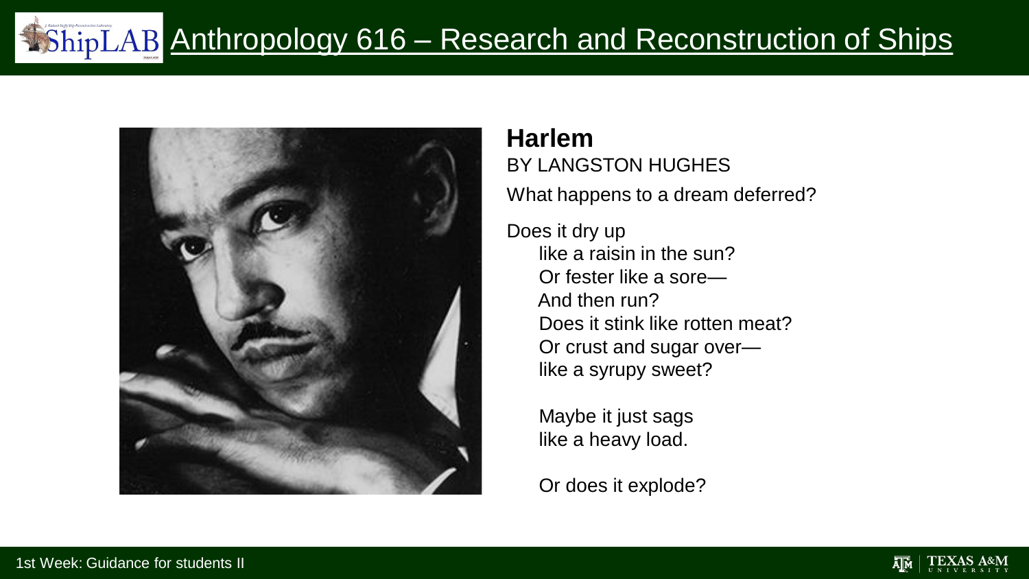**Harlem**

BY LANGSTON HUGHES

What happens to a dream deferred?

Does it dry up
like a raisin in the sun?
Or fester like a sore—
And then run?
Does it stink like rotten meat?
Or crust and sugar over—
like a syrupy sweet?

Maybe it just sags
like a heavy load.

Or does it explode?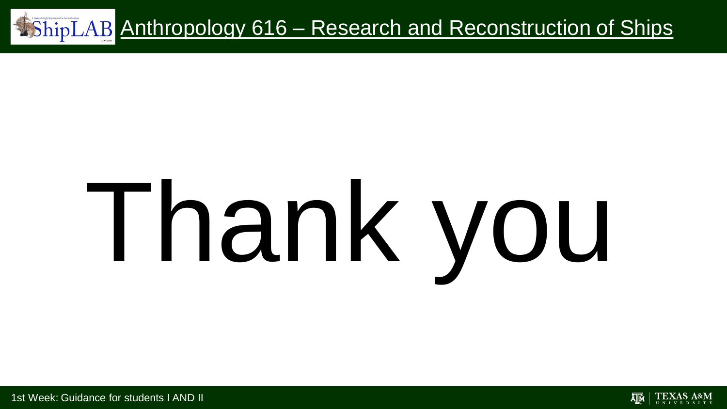# Thank you